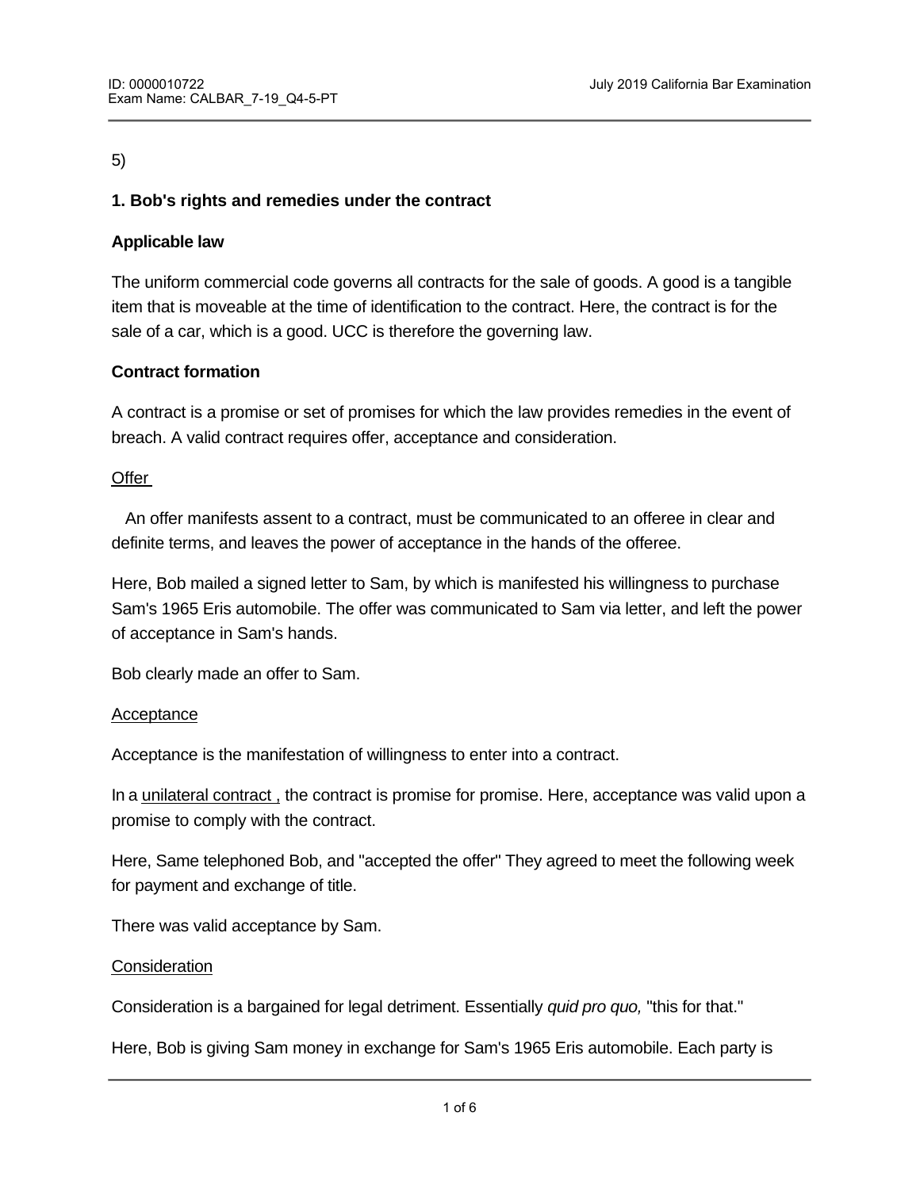5)

**1. Bob's rights and remedies under the contract**

**Applicable law**

The uniform commercial code governs all contracts for the sale of goods. A good is a tangible item that is moveable at the time of identification to the contract. Here, the contract is for the sale of a car, which is a good. UCC is therefore the governing law.

**Contract formation**

A contract is a promise or set of promises for which the law provides remedies in the event of breach. A valid contract requires offer, acceptance and consideration.

<u>Offer</u>

An offer manifests assent to a contract, must be communicated to an offeree in clear and definite terms, and leaves the power of acceptance in the hands of the offeree.

Here, Bob mailed a signed letter to Sam, by which is manifested his willingness to purchase Sam's 1965 Eris automobile. The offer was communicated to Sam via letter, and left the power of acceptance in Sam's hands.

Bob clearly made an offer to Sam.

<u>Acceptance</u>

Acceptance is the manifestation of willingness to enter into a contract.

In a <u>unilateral contract ,</u> the contract is promise for promise. Here, acceptance was valid upon a promise to comply with the contract.

Here, Same telephoned Bob, and "accepted the offer" They agreed to meet the following week for payment and exchange of title.

There was valid acceptance by Sam.

<u>Consideration</u>

Consideration is a bargained for legal detriment. Essentially *quid pro quo,* "this for that."

Here, Bob is giving Sam money in exchange for Sam's 1965 Eris automobile. Each party is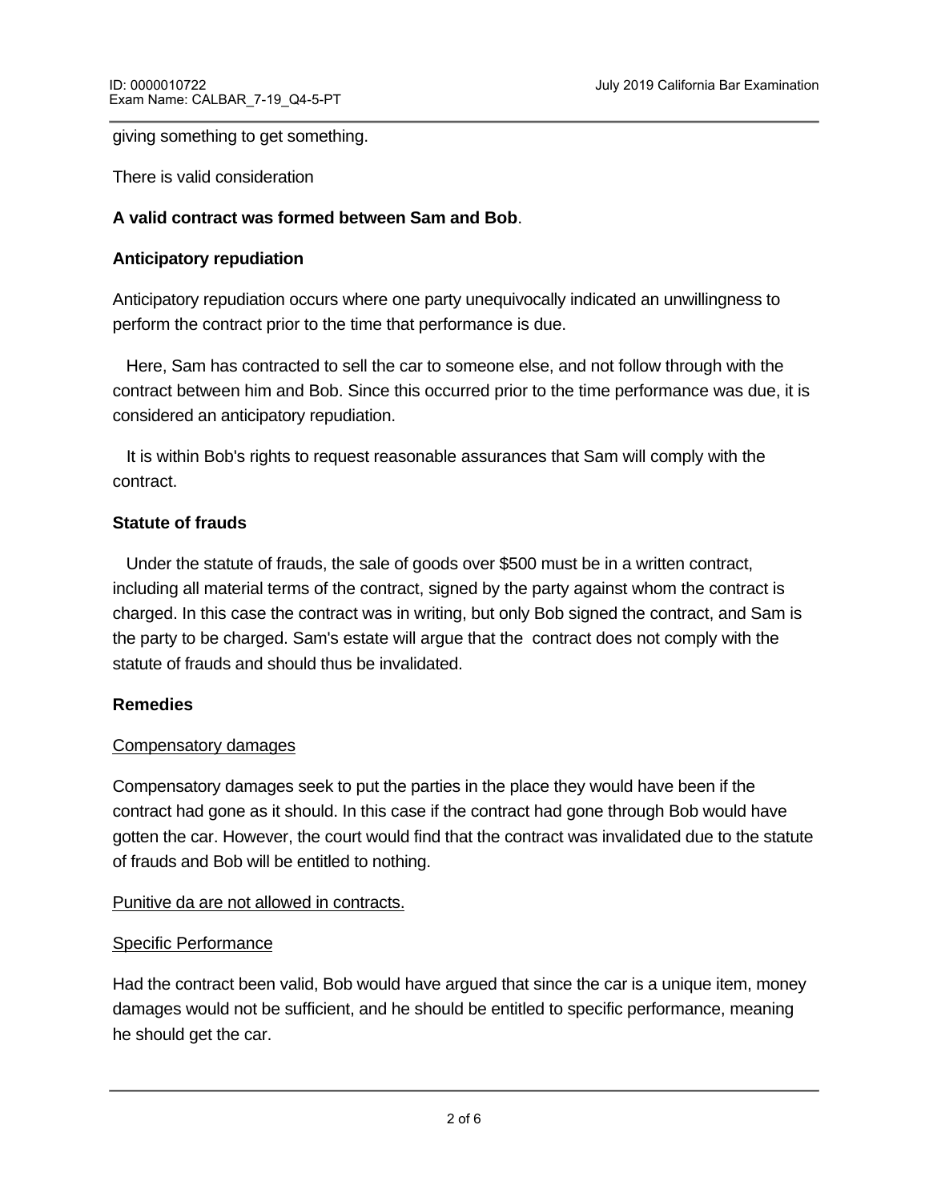giving something to get something.

There is valid consideration

**A valid contract was formed between Sam and Bob**.

**Anticipatory repudiation**

Anticipatory repudiation occurs where one party unequivocally indicated an unwillingness to perform the contract prior to the time that performance is due.

Here, Sam has contracted to sell the car to someone else, and not follow through with the contract between him and Bob. Since this occurred prior to the time performance was due, it is considered an anticipatory repudiation.

It is within Bob's rights to request reasonable assurances that Sam will comply with the contract.

**Statute of frauds**

Under the statute of frauds, the sale of goods over $500 must be in a written contract, including all material terms of the contract, signed by the party against whom the contract is charged. In this case the contract was in writing, but only Bob signed the contract, and Sam is the party to be charged. Sam's estate will argue that the contract does not comply with the statute of frauds and should thus be invalidated.

**Remedies**

<u>Compensatory damages</u>

Compensatory damages seek to put the parties in the place they would have been if the contract had gone as it should. In this case if the contract had gone through Bob would have gotten the car. However, the court would find that the contract was invalidated due to the statute of frauds and Bob will be entitled to nothing.

<u>Punitive da are not allowed in contracts.</u>

<u>Specific Performance</u>

Had the contract been valid, Bob would have argued that since the car is a unique item, money damages would not be sufficient, and he should be entitled to specific performance, meaning he should get the car.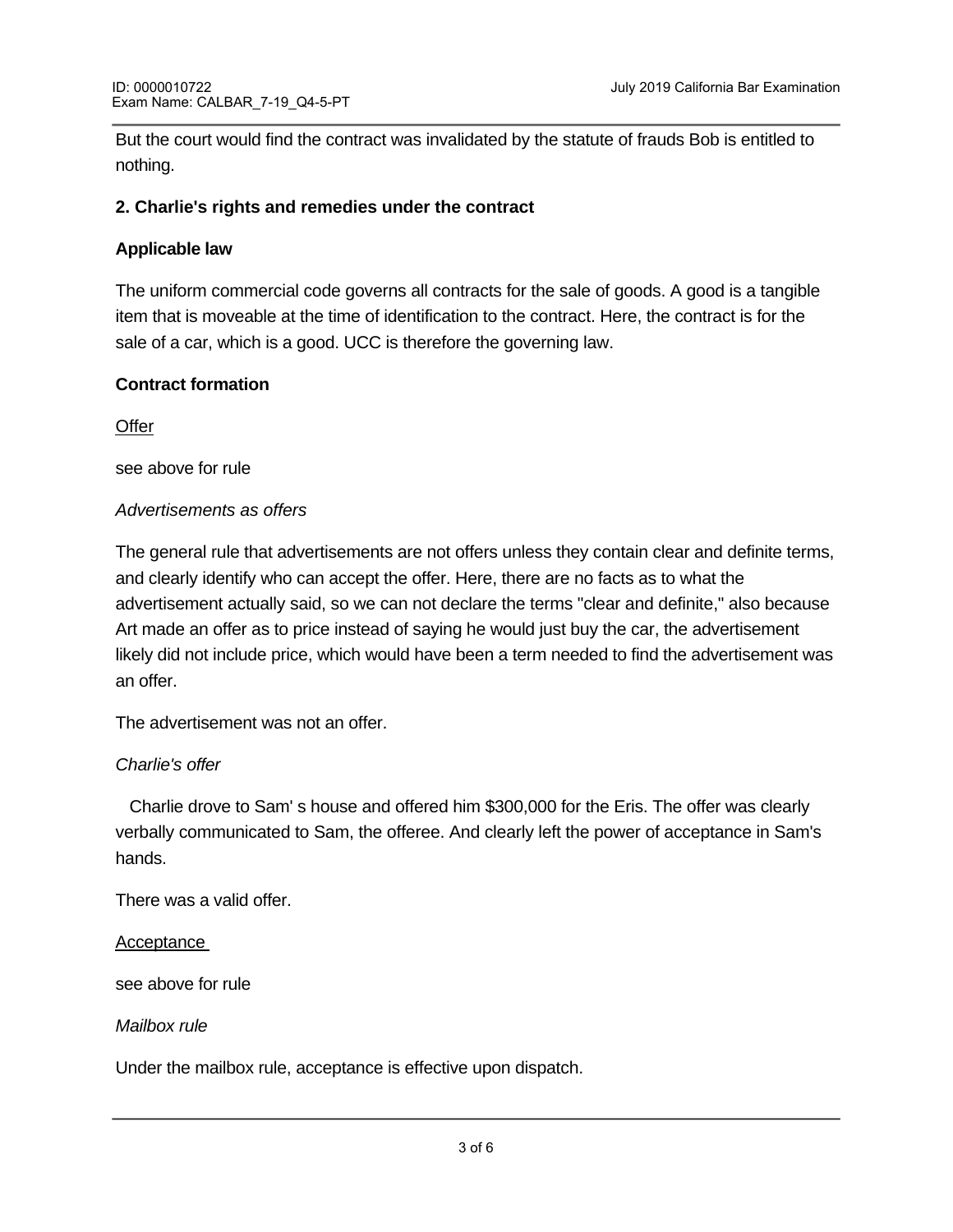But the court would find the contract was invalidated by the statute of frauds Bob is entitled to nothing.

**2. Charlie's rights and remedies under the contract**

**Applicable law**

The uniform commercial code governs all contracts for the sale of goods. A good is a tangible item that is moveable at the time of identification to the contract. Here, the contract is for the sale of a car, which is a good. UCC is therefore the governing law.

**Contract formation**

Offer

see above for rule

*Advertisements as offers*

The general rule that advertisements are not offers unless they contain clear and definite terms, and clearly identify who can accept the offer. Here, there are no facts as to what the advertisement actually said, so we can not declare the terms "clear and definite," also because Art made an offer as to price instead of saying he would just buy the car, the advertisement likely did not include price, which would have been a term needed to find the advertisement was an offer.

The advertisement was not an offer.

*Charlie's offer*

Charlie drove to Sam' s house and offered him $300,000 for the Eris. The offer was clearly verbally communicated to Sam, the offeree. And clearly left the power of acceptance in Sam's hands.

There was a valid offer.

Acceptance

see above for rule

*Mailbox rule*

Under the mailbox rule, acceptance is effective upon dispatch.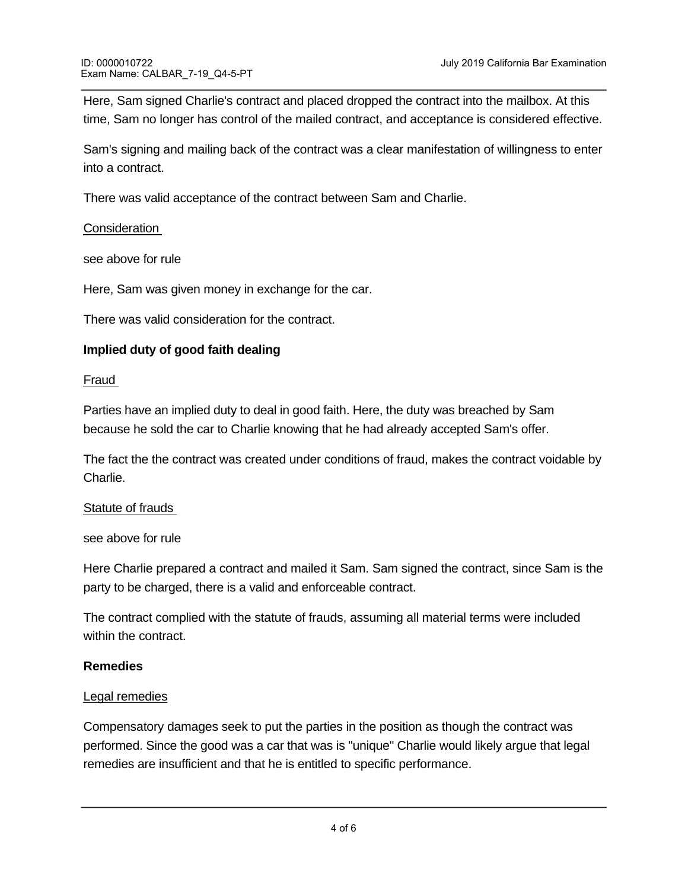Here, Sam signed Charlie's contract and placed dropped the contract into the mailbox. At this time, Sam no longer has control of the mailed contract, and acceptance is considered effective.

Sam's signing and mailing back of the contract was a clear manifestation of willingness to enter into a contract.

There was valid acceptance of the contract between Sam and Charlie.

Consideration

see above for rule

Here, Sam was given money in exchange for the car.

There was valid consideration for the contract.

**Implied duty of good faith dealing**

Fraud

Parties have an implied duty to deal in good faith. Here, the duty was breached by Sam because he sold the car to Charlie knowing that he had already accepted Sam's offer.

The fact the the contract was created under conditions of fraud, makes the contract voidable by Charlie.

Statute of frauds

see above for rule

Here Charlie prepared a contract and mailed it Sam. Sam signed the contract, since Sam is the party to be charged, there is a valid and enforceable contract.

The contract complied with the statute of frauds, assuming all material terms were included within the contract.

**Remedies**

Legal remedies

Compensatory damages seek to put the parties in the position as though the contract was performed. Since the good was a car that was is "unique" Charlie would likely argue that legal remedies are insufficient and that he is entitled to specific performance.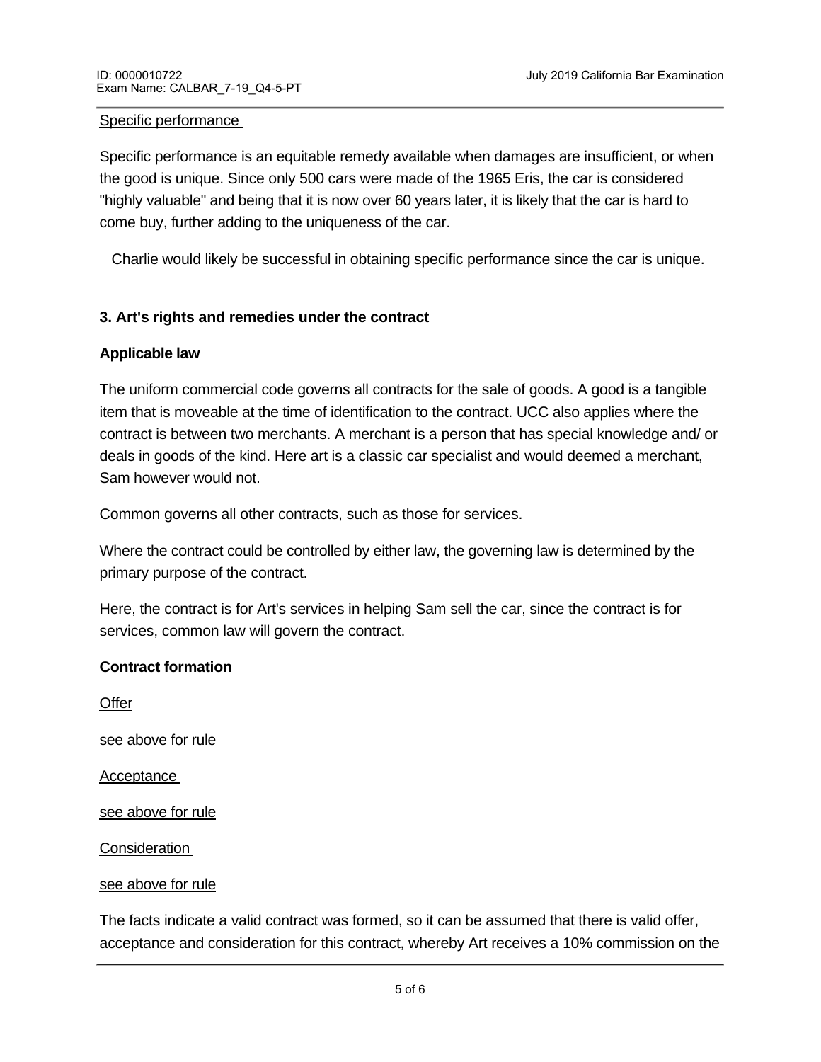Specific performance

Specific performance is an equitable remedy available when damages are insufficient, or when the good is unique. Since only 500 cars were made of the 1965 Eris, the car is considered "highly valuable" and being that it is now over 60 years later, it is likely that the car is hard to come buy, further adding to the uniqueness of the car.

Charlie would likely be successful in obtaining specific performance since the car is unique.

**3. Art's rights and remedies under the contract**

**Applicable law**

The uniform commercial code governs all contracts for the sale of goods. A good is a tangible item that is moveable at the time of identification to the contract. UCC also applies where the contract is between two merchants. A merchant is a person that has special knowledge and/ or deals in goods of the kind. Here art is a classic car specialist and would deemed a merchant, Sam however would not.

Common governs all other contracts, such as those for services.

Where the contract could be controlled by either law, the governing law is determined by the primary purpose of the contract.

Here, the contract is for Art's services in helping Sam sell the car, since the contract is for services, common law will govern the contract.

**Contract formation**

Offer

see above for rule

Acceptance

see above for rule

Consideration

see above for rule

The facts indicate a valid contract was formed, so it can be assumed that there is valid offer, acceptance and consideration for this contract, whereby Art receives a 10% commission on the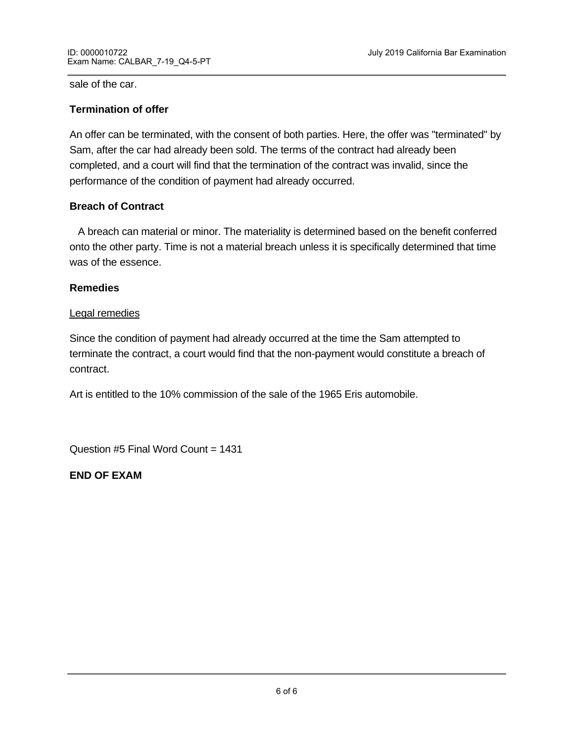sale of the car.

**Termination of offer**

An offer can be terminated, with the consent of both parties. Here, the offer was "terminated" by Sam, after the car had already been sold. The terms of the contract had already been completed, and a court will find that the termination of the contract was invalid, since the performance of the condition of payment had already occurred.

**Breach of Contract**

A breach can material or minor. The materiality is determined based on the benefit conferred onto the other party. Time is not a material breach unless it is specifically determined that time was of the essence.

**Remedies**

Legal remedies

Since the condition of payment had already occurred at the time the Sam attempted to terminate the contract, a court would find that the non-payment would constitute a breach of contract.

Art is entitled to the 10% commission of the sale of the 1965 Eris automobile.

Question #5 Final Word Count = 1431

**END OF EXAM**